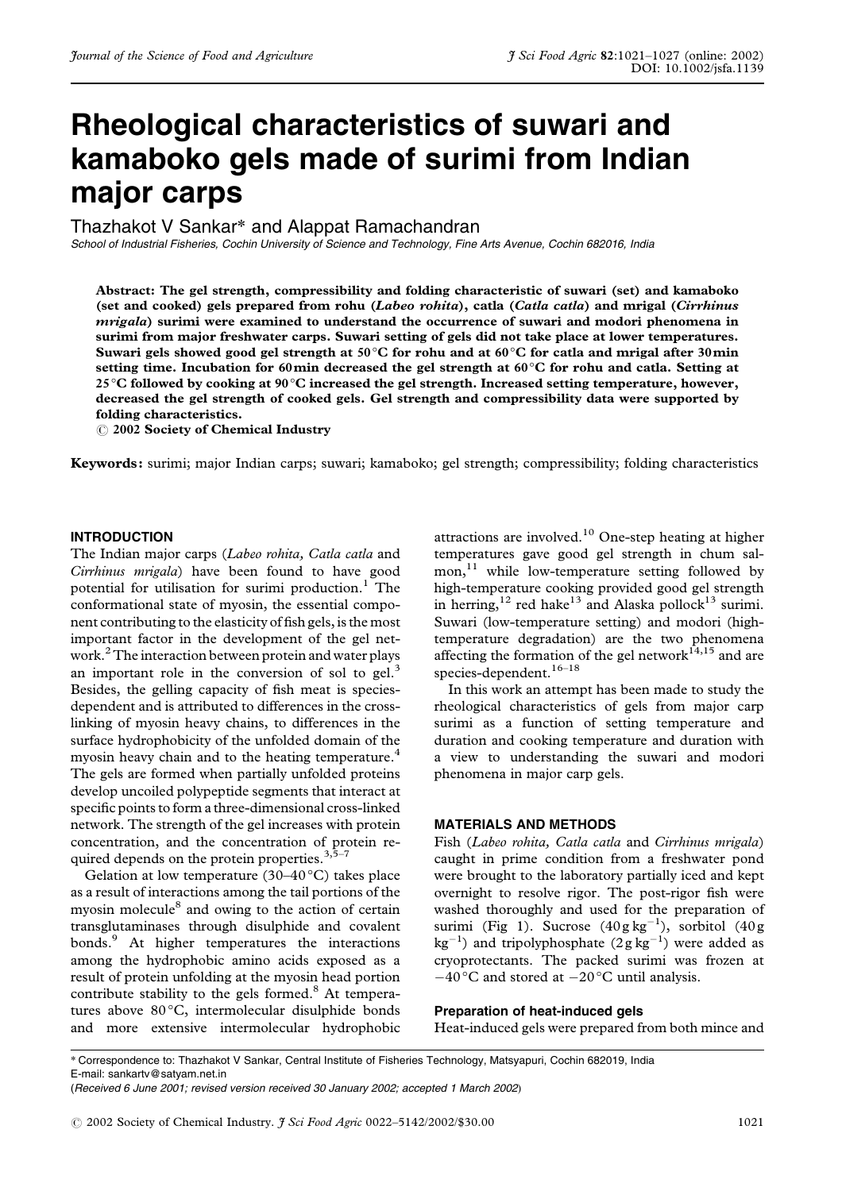# Rheological characteristics of suwari and kamaboko gels made of surimi from Indian major carps

Thazhakot V Sankar* and Alappat Ramachandran

*School of Industrial Fisheries, Cochin University of Science and Technology, Fine Arts Avenue, Cochin 682016, India*

**Abstract: The gel strength, compressibility and folding characteristic of suwari (set) and kamaboko (set and cooked) gels prepared from rohu (*Labeo rohita*), catla (*Catla catla*) and mrigal (*Cirrhinus mrigala*) surimi were examined to understand the occurrence of suwari and modori phenomena in surimi from major freshwater carps. Suwari setting of gels did not take place at lower temperatures. Suwari gels showed good gel strength at 50 °C for rohu and at 60 °C for catla and mrigal after 30 min setting time. Incubation for 60 min decreased the gel strength at 60 °C for rohu and catla. Setting at 25 °C followed by cooking at 90 °C increased the gel strength. Increased setting temperature, however, decreased the gel strength of cooked gels. Gel strength and compressibility data were supported by folding characteristics.**

**© 2002 Society of Chemical Industry**

**Keywords:** surimi; major Indian carps; suwari; kamaboko; gel strength; compressibility; folding characteristics

## INTRODUCTION

The Indian major carps (*Labeo rohita*, *Catla catla* and *Cirrhinus mrigala*) have been found to have good potential for utilisation for surimi production.[1] The conformational state of myosin, the essential component contributing to the elasticity of fish gels, is the most important factor in the development of the gel network.[2] The interaction between protein and water plays an important role in the conversion of sol to gel.[3] Besides, the gelling capacity of fish meat is species-dependent and is attributed to differences in the cross-linking of myosin heavy chains, to differences in the surface hydrophobicity of the unfolded domain of the myosin heavy chain and to the heating temperature.[4] The gels are formed when partially unfolded proteins develop uncoiled polypeptide segments that interact at specific points to form a three-dimensional cross-linked network. The strength of the gel increases with protein concentration, and the concentration of protein required depends on the protein properties.[3,5–7]

Gelation at low temperature (30–40 °C) takes place as a result of interactions among the tail portions of the myosin molecule[8] and owing to the action of certain transglutaminases through disulphide and covalent bonds.[9] At higher temperatures the interactions among the hydrophobic amino acids exposed as a result of protein unfolding at the myosin head portion contribute stability to the gels formed.[8] At temperatures above 80 °C, intermolecular disulphide bonds and more extensive intermolecular hydrophobic attractions are involved.[10] One-step heating at higher temperatures gave good gel strength in chum salmon,[11] while low-temperature setting followed by high-temperature cooking provided good gel strength in herring,[12] red hake[13] and Alaska pollock[13] surimi. Suwari (low-temperature setting) and modori (high-temperature degradation) are the two phenomena affecting the formation of the gel network[14,15] and are species-dependent.[16–18]

In this work an attempt has been made to study the rheological characteristics of gels from major carp surimi as a function of setting temperature and duration and cooking temperature and duration with a view to understanding the suwari and modori phenomena in major carp gels.

## MATERIALS AND METHODS

Fish (*Labeo rohita*, *Catla catla* and *Cirrhinus mrigala*) caught in prime condition from a freshwater pond were brought to the laboratory partially iced and kept overnight to resolve rigor. The post-rigor fish were washed thoroughly and used for the preparation of surimi (Fig 1). Sucrose ($40\,\mathrm{g\,kg^{-1}}$), sorbitol ($40\,\mathrm{g\,kg^{-1}}$) and tripolyphosphate ($2\,\mathrm{g\,kg^{-1}}$) were added as cryoprotectants. The packed surimi was frozen at −40 °C and stored at −20 °C until analysis.

### Preparation of heat-induced gels

Heat-induced gels were prepared from both mince and

---

\* Correspondence to: Thazhakot V Sankar, Central Institute of Fisheries Technology, Matsyapuri, Cochin 682019, India
E-mail: sankartv@satyam.net.in

(*Received 6 June 2001; revised version received 30 January 2002; accepted 1 March 2002*)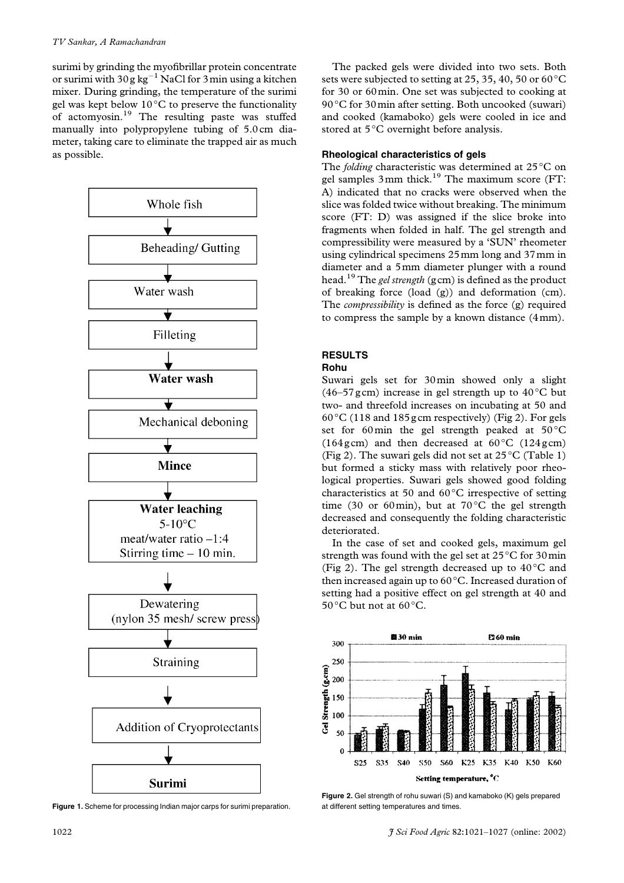surimi by grinding the myofibrillar protein concentrate or surimi with $30\,g\,kg^{-1}$ NaCl for 3 min using a kitchen mixer. During grinding, the temperature of the surimi gel was kept below 10 °C to preserve the functionality of actomyosin.[19] The resulting paste was stuffed manually into polypropylene tubing of 5.0 cm diameter, taking care to eliminate the trapped air as much as possible.

Whole fish → Beheading/ Gutting → Water wash → Filleting → **Water wash** → Mechanical deboning → **Mince** → **Water leaching** (5-10°C, meat/water ratio –1:4, Stirring time – 10 min.) → Dewatering (nylon 35 mesh/ screw press) → Straining → Addition of Cryoprotectants → **Surimi**

**Figure 1.** Scheme for processing Indian major carps for surimi preparation.

The packed gels were divided into two sets. Both sets were subjected to setting at 25, 35, 40, 50 or 60 °C for 30 or 60 min. One set was subjected to cooking at 90 °C for 30 min after setting. Both uncooked (suwari) and cooked (kamaboko) gels were cooled in ice and stored at 5 °C overnight before analysis.

### Rheological characteristics of gels

The *folding* characteristic was determined at 25 °C on gel samples 3 mm thick.[19] The maximum score (FT: A) indicated that no cracks were observed when the slice was folded twice without breaking. The minimum score (FT: D) was assigned if the slice broke into fragments when folded in half. The gel strength and compressibility were measured by a 'SUN' rheometer using cylindrical specimens 25 mm long and 37 mm in diameter and a 5 mm diameter plunger with a round head.[19] The *gel strength* (g cm) is defined as the product of breaking force (load (g)) and deformation (cm). The *compressibility* is defined as the force (g) required to compress the sample by a known distance (4 mm).

## RESULTS

### Rohu

Suwari gels set for 30 min showed only a slight (46–57 g cm) increase in gel strength up to 40 °C but two- and threefold increases on incubating at 50 and 60 °C (118 and 185 g cm respectively) (Fig 2). For gels set for 60 min the gel strength peaked at 50 °C (164 g cm) and then decreased at 60 °C (124 g cm) (Fig 2). The suwari gels did not set at 25 °C (Table 1) but formed a sticky mass with relatively poor rheological properties. Suwari gels showed good folding characteristics at 50 and 60 °C irrespective of setting time (30 or 60 min), but at 70 °C the gel strength decreased and consequently the folding characteristic deteriorated.

In the case of set and cooked gels, maximum gel strength was found with the gel set at 25 °C for 30 min (Fig 2). The gel strength decreased up to 40 °C and then increased again up to 60 °C. Increased duration of setting had a positive effect on gel strength at 40 and 50 °C but not at 60 °C.

**Figure 2.** Gel strength of rohu suwari (S) and kamaboko (K) gels prepared at different setting temperatures and times.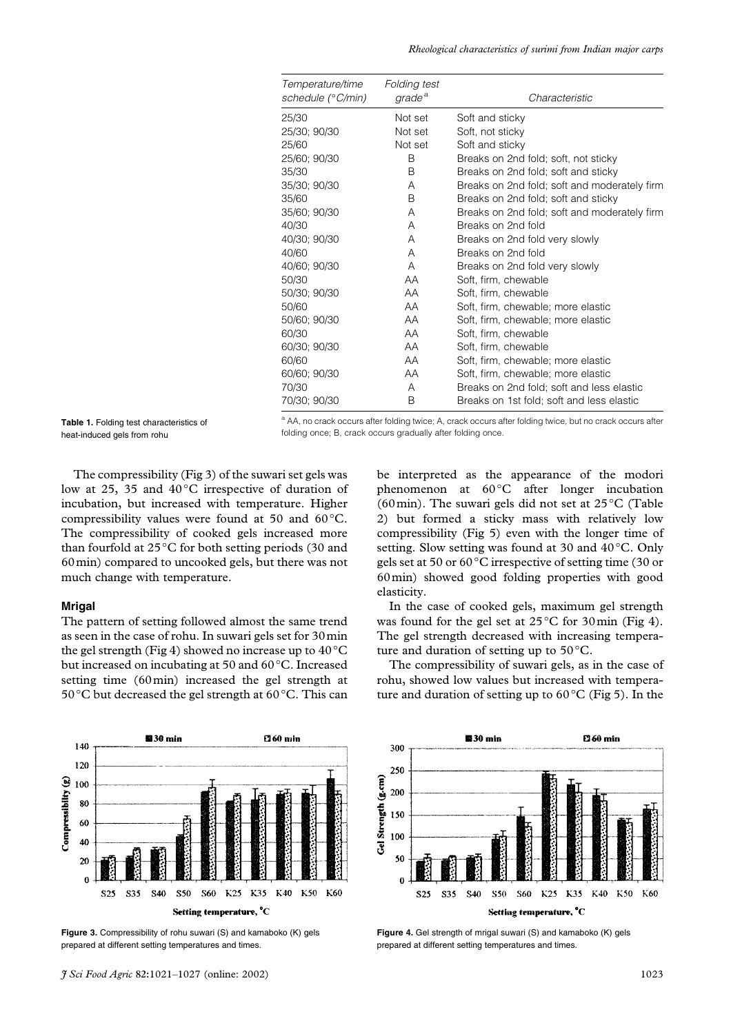| Temperature/time schedule (°C/min) | Folding test grade[a] | Characteristic |
|---|---|---|
| 25/30 | Not set | Soft and sticky |
| 25/30; 90/30 | Not set | Soft, not sticky |
| 25/60 | Not set | Soft and sticky |
| 25/60; 90/30 | B | Breaks on 2nd fold; soft, not sticky |
| 35/30 | B | Breaks on 2nd fold; soft and sticky |
| 35/30; 90/30 | A | Breaks on 2nd fold; soft and moderately firm |
| 35/60 | B | Breaks on 2nd fold; soft and sticky |
| 35/60; 90/30 | A | Breaks on 2nd fold; soft and moderately firm |
| 40/30 | A | Breaks on 2nd fold |
| 40/30; 90/30 | A | Breaks on 2nd fold very slowly |
| 40/60 | A | Breaks on 2nd fold |
| 40/60; 90/30 | A | Breaks on 2nd fold very slowly |
| 50/30 | AA | Soft, firm, chewable |
| 50/30; 90/30 | AA | Soft, firm, chewable |
| 50/60 | AA | Soft, firm, chewable; more elastic |
| 50/60; 90/30 | AA | Soft, firm, chewable; more elastic |
| 60/30 | AA | Soft, firm, chewable |
| 60/30; 90/30 | AA | Soft, firm, chewable |
| 60/60 | AA | Soft, firm, chewable; more elastic |
| 60/60; 90/30 | AA | Soft, firm, chewable; more elastic |
| 70/30 | A | Breaks on 2nd fold; soft and less elastic |
| 70/30; 90/30 | B | Breaks on 1st fold; soft and less elastic |

**Table 1.** Folding test characteristics of heat-induced gels from rohu

[a] AA, no crack occurs after folding twice; A, crack occurs after folding twice, but no crack occurs after folding once; B, crack occurs gradually after folding once.

The compressibility (Fig 3) of the suwari set gels was low at 25, 35 and 40 °C irrespective of duration of incubation, but increased with temperature. Higher compressibility values were found at 50 and 60 °C. The compressibility of cooked gels increased more than fourfold at 25 °C for both setting periods (30 and 60 min) compared to uncooked gels, but there was not much change with temperature.

### Mrigal

The pattern of setting followed almost the same trend as seen in the case of rohu. In suwari gels set for 30 min the gel strength (Fig 4) showed no increase up to 40 °C but increased on incubating at 50 and 60 °C. Increased setting time (60 min) increased the gel strength at 50 °C but decreased the gel strength at 60 °C. This can be interpreted as the appearance of the modori phenomenon at 60 °C after longer incubation (60 min). The suwari gels did not set at 25 °C (Table 2) but formed a sticky mass with relatively low compressibility (Fig 5) even with the longer time of setting. Slow setting was found at 30 and 40 °C. Only gels set at 50 or 60 °C irrespective of setting time (30 or 60 min) showed good folding properties with good elasticity.

In the case of cooked gels, maximum gel strength was found for the gel set at 25 °C for 30 min (Fig 4). The gel strength decreased with increasing temperature and duration of setting up to 50 °C.

The compressibility of suwari gels, as in the case of rohu, showed low values but increased with temperature and duration of setting up to 60 °C (Fig 5). In the

**Figure 3.** Compressibility of rohu suwari (S) and kamaboko (K) gels prepared at different setting temperatures and times.

**Figure 4.** Gel strength of mrigal suwari (S) and kamaboko (K) gels prepared at different setting temperatures and times.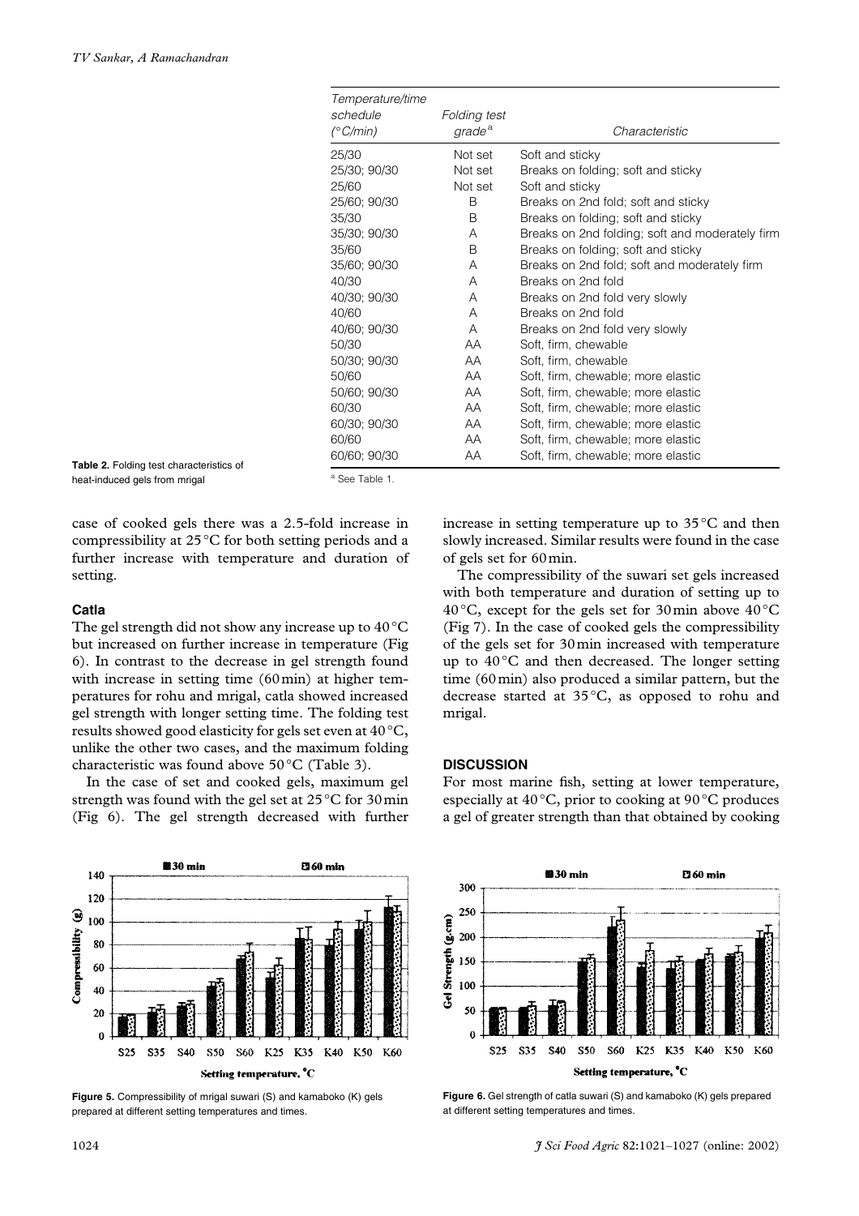| Temperature/time schedule (°C/min) | Folding test grade[a] | Characteristic |
|---|---|---|
| 25/30 | Not set | Soft and sticky |
| 25/30; 90/30 | Not set | Breaks on folding; soft and sticky |
| 25/60 | Not set | Soft and sticky |
| 25/60; 90/30 | B | Breaks on 2nd fold; soft and sticky |
| 35/30 | B | Breaks on folding; soft and sticky |
| 35/30; 90/30 | A | Breaks on 2nd folding; soft and moderately firm |
| 35/60 | B | Breaks on folding; soft and sticky |
| 35/60; 90/30 | A | Breaks on 2nd fold; soft and moderately firm |
| 40/30 | A | Breaks on 2nd fold |
| 40/30; 90/30 | A | Breaks on 2nd fold very slowly |
| 40/60 | A | Breaks on 2nd fold |
| 40/60; 90/30 | A | Breaks on 2nd fold very slowly |
| 50/30 | AA | Soft, firm, chewable |
| 50/30; 90/30 | AA | Soft, firm, chewable |
| 50/60 | AA | Soft, firm, chewable; more elastic |
| 50/60; 90/30 | AA | Soft, firm, chewable; more elastic |
| 60/30 | AA | Soft, firm, chewable; more elastic |
| 60/30; 90/30 | AA | Soft, firm, chewable; more elastic |
| 60/60 | AA | Soft, firm, chewable; more elastic |
| 60/60; 90/30 | AA | Soft, firm, chewable; more elastic |

[a] See Table 1.

**Table 2.** Folding test characteristics of heat-induced gels from mrigal

case of cooked gels there was a 2.5-fold increase in compressibility at 25 °C for both setting periods and a further increase with temperature and duration of setting.

### Catla

The gel strength did not show any increase up to 40 °C but increased on further increase in temperature (Fig 6). In contrast to the decrease in gel strength found with increase in setting time (60 min) at higher temperatures for rohu and mrigal, catla showed increased gel strength with longer setting time. The folding test results showed good elasticity for gels set even at 40 °C, unlike the other two cases, and the maximum folding characteristic was found above 50 °C (Table 3).

In the case of set and cooked gels, maximum gel strength was found with the gel set at 25 °C for 30 min (Fig 6). The gel strength decreased with further increase in setting temperature up to 35 °C and then slowly increased. Similar results were found in the case of gels set for 60 min.

The compressibility of the suwari set gels increased with both temperature and duration of setting up to 40 °C, except for the gels set for 30 min above 40 °C (Fig 7). In the case of cooked gels the compressibility of the gels set for 30 min increased with temperature up to 40 °C and then decreased. The longer setting time (60 min) also produced a similar pattern, but the decrease started at 35 °C, as opposed to rohu and mrigal.

## DISCUSSION

For most marine fish, setting at lower temperature, especially at 40 °C, prior to cooking at 90 °C produces a gel of greater strength than that obtained by cooking

**Figure 5.** Compressibility of mrigal suwari (S) and kamaboko (K) gels prepared at different setting temperatures and times.

**Figure 6.** Gel strength of catla suwari (S) and kamaboko (K) gels prepared at different setting temperatures and times.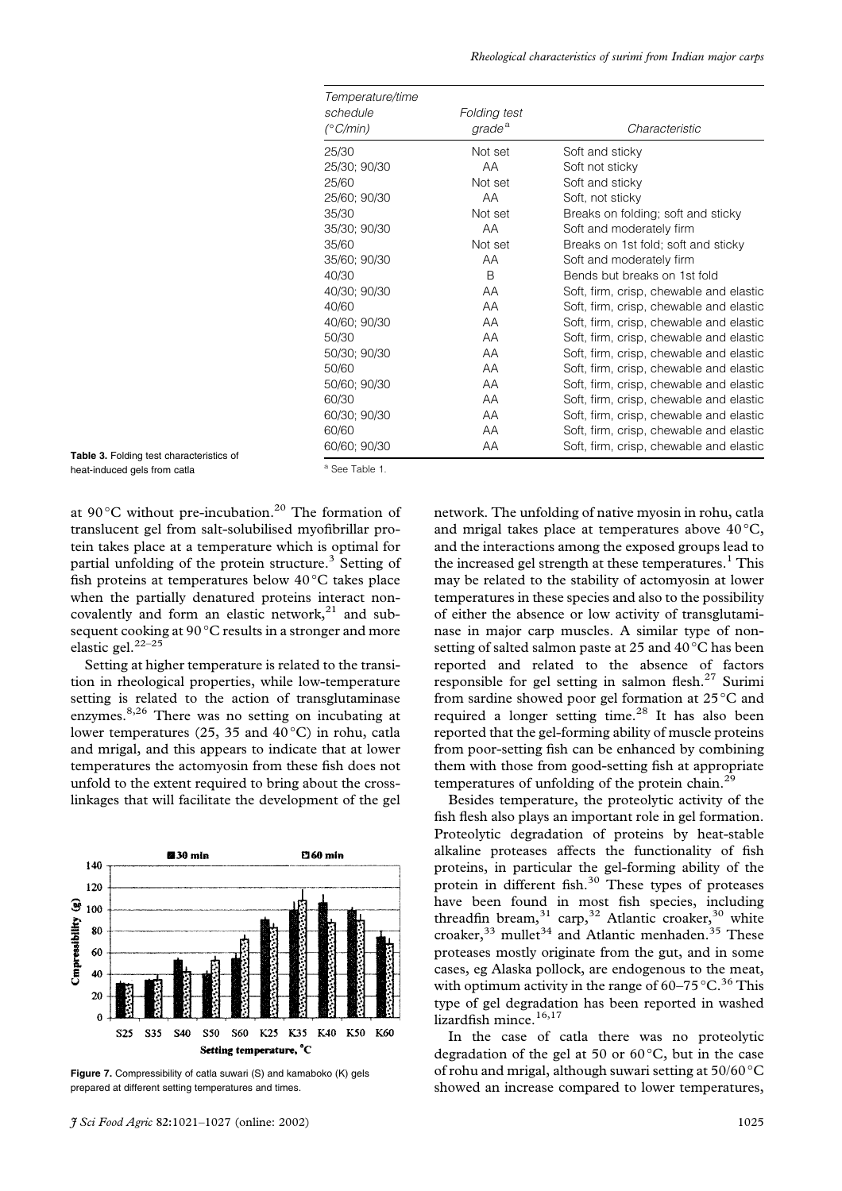**Table 3.** Folding test characteristics of heat-induced gels from catla

| Temperature/time schedule (°C/min) | Folding test grade[a] | Characteristic |
|---|---|---|
| 25/30 | Not set | Soft and sticky |
| 25/30; 90/30 | AA | Soft not sticky |
| 25/60 | Not set | Soft and sticky |
| 25/60; 90/30 | AA | Soft, not sticky |
| 35/30 | Not set | Breaks on folding; soft and sticky |
| 35/30; 90/30 | AA | Soft and moderately firm |
| 35/60 | Not set | Breaks on 1st fold; soft and sticky |
| 35/60; 90/30 | AA | Soft and moderately firm |
| 40/30 | B | Bends but breaks on 1st fold |
| 40/30; 90/30 | AA | Soft, firm, crisp, chewable and elastic |
| 40/60 | AA | Soft, firm, crisp, chewable and elastic |
| 40/60; 90/30 | AA | Soft, firm, crisp, chewable and elastic |
| 50/30 | AA | Soft, firm, crisp, chewable and elastic |
| 50/30; 90/30 | AA | Soft, firm, crisp, chewable and elastic |
| 50/60 | AA | Soft, firm, crisp, chewable and elastic |
| 50/60; 90/30 | AA | Soft, firm, crisp, chewable and elastic |
| 60/30 | AA | Soft, firm, crisp, chewable and elastic |
| 60/30; 90/30 | AA | Soft, firm, crisp, chewable and elastic |
| 60/60 | AA | Soft, firm, crisp, chewable and elastic |
| 60/60; 90/30 | AA | Soft, firm, crisp, chewable and elastic |

[a] See Table 1.

at 90 °C without pre-incubation.[20] The formation of translucent gel from salt-solubilised myofibrillar protein takes place at a temperature which is optimal for partial unfolding of the protein structure.[3] Setting of fish proteins at temperatures below 40 °C takes place when the partially denatured proteins interact non-covalently and form an elastic network,[21] and subsequent cooking at 90 °C results in a stronger and more elastic gel.[22–25]

Setting at higher temperature is related to the transition in rheological properties, while low-temperature setting is related to the action of transglutaminase enzymes.[8,26] There was no setting on incubating at lower temperatures (25, 35 and 40 °C) in rohu, catla and mrigal, and this appears to indicate that at lower temperatures the actomyosin from these fish does not unfold to the extent required to bring about the cross-linkages that will facilitate the development of the gel network. The unfolding of native myosin in rohu, catla and mrigal takes place at temperatures above 40 °C, and the interactions among the exposed groups lead to the increased gel strength at these temperatures.[1] This may be related to the stability of actomyosin at lower temperatures in these species and also to the possibility of either the absence or low activity of transglutaminase in major carp muscles. A similar type of non-setting of salted salmon paste at 25 and 40 °C has been reported and related to the absence of factors responsible for gel setting in salmon flesh.[27] Surimi from sardine showed poor gel formation at 25 °C and required a longer setting time.[28] It has also been reported that the gel-forming ability of muscle proteins from poor-setting fish can be enhanced by combining them with those from good-setting fish at appropriate temperatures of unfolding of the protein chain.[29]

**Figure 7.** Compressibility of catla suwari (S) and kamaboko (K) gels prepared at different setting temperatures and times.

Besides temperature, the proteolytic activity of the fish flesh also plays an important role in gel formation. Proteolytic degradation of proteins by heat-stable alkaline proteases affects the functionality of fish proteins, in particular the gel-forming ability of the protein in different fish.[30] These types of proteases have been found in most fish species, including threadfin bream,[31] carp,[32] Atlantic croaker,[30] white croaker,[33] mullet[34] and Atlantic menhaden.[35] These proteases mostly originate from the gut, and in some cases, eg Alaska pollock, are endogenous to the meat, with optimum activity in the range of 60–75 °C.[36] This type of gel degradation has been reported in washed lizardfish mince.[16,17]

In the case of catla there was no proteolytic degradation of the gel at 50 or 60 °C, but in the case of rohu and mrigal, although suwari setting at 50/60 °C showed an increase compared to lower temperatures,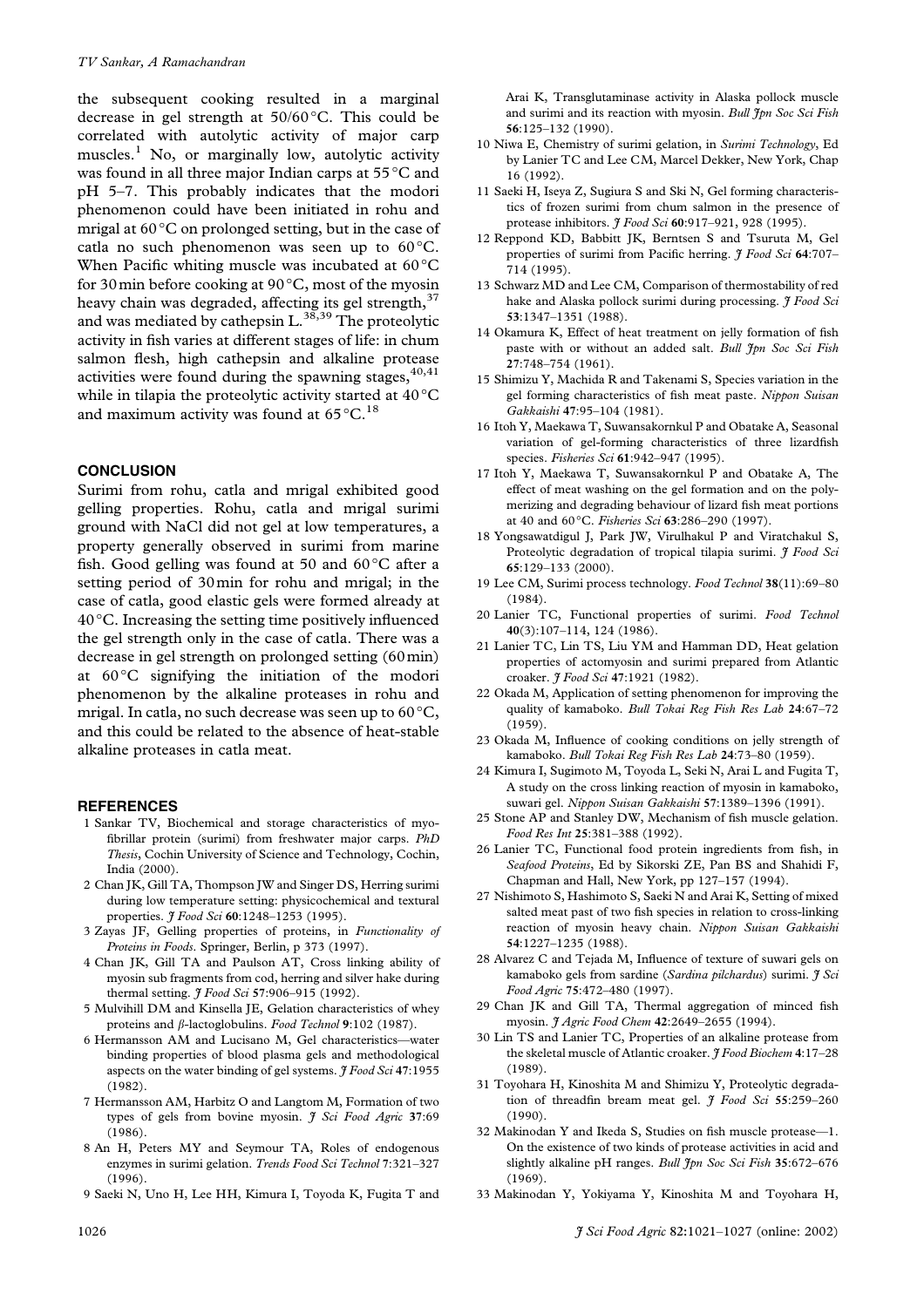the subsequent cooking resulted in a marginal decrease in gel strength at 50/60 °C. This could be correlated with autolytic activity of major carp muscles.[1] No, or marginally low, autolytic activity was found in all three major Indian carps at 55 °C and pH 5–7. This probably indicates that the modori phenomenon could have been initiated in rohu and mrigal at 60 °C on prolonged setting, but in the case of catla no such phenomenon was seen up to 60 °C. When Pacific whiting muscle was incubated at 60 °C for 30 min before cooking at 90 °C, most of the myosin heavy chain was degraded, affecting its gel strength,[37] and was mediated by cathepsin L.[38,39] The proteolytic activity in fish varies at different stages of life: in chum salmon flesh, high cathepsin and alkaline protease activities were found during the spawning stages,[40,41] while in tilapia the proteolytic activity started at 40 °C and maximum activity was found at 65 °C.[18]

## CONCLUSION

Surimi from rohu, catla and mrigal exhibited good gelling properties. Rohu, catla and mrigal surimi ground with NaCl did not gel at low temperatures, a property generally observed in surimi from marine fish. Good gelling was found at 50 and 60 °C after a setting period of 30 min for rohu and mrigal; in the case of catla, good elastic gels were formed already at 40 °C. Increasing the setting time positively influenced the gel strength only in the case of catla. There was a decrease in gel strength on prolonged setting (60 min) at 60 °C signifying the initiation of the modori phenomenon by the alkaline proteases in rohu and mrigal. In catla, no such decrease was seen up to 60 °C, and this could be related to the absence of heat-stable alkaline proteases in catla meat.

## REFERENCES

1 Sankar TV, Biochemical and storage characteristics of myofibrillar protein (surimi) from freshwater major carps. *PhD Thesis*, Cochin University of Science and Technology, Cochin, India (2000).

2 Chan JK, Gill TA, Thompson JW and Singer DS, Herring surimi during low temperature setting: physicochemical and textural properties. *J Food Sci* **60**:1248–1253 (1995).

3 Zayas JF, Gelling properties of proteins, in *Functionality of Proteins in Foods*. Springer, Berlin, p 373 (1997).

4 Chan JK, Gill TA and Paulson AT, Cross linking ability of myosin sub fragments from cod, herring and silver hake during thermal setting. *J Food Sci* **57**:906–915 (1992).

5 Mulvihill DM and Kinsella JE, Gelation characteristics of whey proteins and β-lactoglobulins. *Food Technol* **9**:102 (1987).

6 Hermansson AM and Lucisano M, Gel characteristics—water binding properties of blood plasma gels and methodological aspects on the water binding of gel systems. *J Food Sci* **47**:1955 (1982).

7 Hermansson AM, Harbitz O and Langtom M, Formation of two types of gels from bovine myosin. *J Sci Food Agric* **37**:69 (1986).

8 An H, Peters MY and Seymour TA, Roles of endogenous enzymes in surimi gelation. *Trends Food Sci Technol* **7**:321–327 (1996).

9 Saeki N, Uno H, Lee HH, Kimura I, Toyoda K, Fugita T and Arai K, Transglutaminase activity in Alaska pollock muscle and surimi and its reaction with myosin. *Bull Jpn Soc Sci Fish* **56**:125–132 (1990).

10 Niwa E, Chemistry of surimi gelation, in *Surimi Technology*, Ed by Lanier TC and Lee CM, Marcel Dekker, New York, Chap 16 (1992).

11 Saeki H, Iseya Z, Sugiura S and Ski N, Gel forming characteristics of frozen surimi from chum salmon in the presence of protease inhibitors. *J Food Sci* **60**:917–921, 928 (1995).

12 Reppond KD, Babbitt JK, Berntsen S and Tsuruta M, Gel properties of surimi from Pacific herring. *J Food Sci* **64**:707–714 (1995).

13 Schwarz MD and Lee CM, Comparison of thermostability of red hake and Alaska pollock surimi during processing. *J Food Sci* **53**:1347–1351 (1988).

14 Okamura K, Effect of heat treatment on jelly formation of fish paste with or without an added salt. *Bull Jpn Soc Sci Fish* **27**:748–754 (1961).

15 Shimizu Y, Machida R and Takenami S, Species variation in the gel forming characteristics of fish meat paste. *Nippon Suisan Gakkaishi* **47**:95–104 (1981).

16 Itoh Y, Maekawa T, Suwansakornkul P and Obatake A, Seasonal variation of gel-forming characteristics of three lizardfish species. *Fisheries Sci* **61**:942–947 (1995).

17 Itoh Y, Maekawa T, Suwansakornkul P and Obatake A, The effect of meat washing on the gel formation and on the polymerizing and degrading behaviour of lizard fish meat portions at 40 and 60 °C. *Fisheries Sci* **63**:286–290 (1997).

18 Yongsawatdigul J, Park JW, Virulhakul P and Viratchakul S, Proteolytic degradation of tropical tilapia surimi. *J Food Sci* **65**:129–133 (2000).

19 Lee CM, Surimi process technology. *Food Technol* **38**(11):69–80 (1984).

20 Lanier TC, Functional properties of surimi. *Food Technol* **40**(3):107–114, 124 (1986).

21 Lanier TC, Lin TS, Liu YM and Hamman DD, Heat gelation properties of actomyosin and surimi prepared from Atlantic croaker. *J Food Sci* **47**:1921 (1982).

22 Okada M, Application of setting phenomenon for improving the quality of kamaboko. *Bull Tokai Reg Fish Res Lab* **24**:67–72 (1959).

23 Okada M, Influence of cooking conditions on jelly strength of kamaboko. *Bull Tokai Reg Fish Res Lab* **24**:73–80 (1959).

24 Kimura I, Sugimoto M, Toyoda L, Seki N, Arai L and Fugita T, A study on the cross linking reaction of myosin in kamaboko, suwari gel. *Nippon Suisan Gakkaishi* **57**:1389–1396 (1991).

25 Stone AP and Stanley DW, Mechanism of fish muscle gelation. *Food Res Int* **25**:381–388 (1992).

26 Lanier TC, Functional food protein ingredients from fish, in *Seafood Proteins*, Ed by Sikorski ZE, Pan BS and Shahidi F, Chapman and Hall, New York, pp 127–157 (1994).

27 Nishimoto S, Hashimoto S, Saeki N and Arai K, Setting of mixed salted meat past of two fish species in relation to cross-linking reaction of myosin heavy chain. *Nippon Suisan Gakkaishi* **54**:1227–1235 (1988).

28 Alvarez C and Tejada M, Influence of texture of suwari gels on kamaboko gels from sardine (*Sardina pilchardus*) surimi. *J Sci Food Agric* **75**:472–480 (1997).

29 Chan JK and Gill TA, Thermal aggregation of minced fish myosin. *J Agric Food Chem* **42**:2649–2655 (1994).

30 Lin TS and Lanier TC, Properties of an alkaline protease from the skeletal muscle of Atlantic croaker. *J Food Biochem* **4**:17–28 (1989).

31 Toyohara H, Kinoshita M and Shimizu Y, Proteolytic degradation of threadfin bream meat gel. *J Food Sci* **55**:259–260 (1990).

32 Makinodan Y and Ikeda S, Studies on fish muscle protease—1. On the existence of two kinds of protease activities in acid and slightly alkaline pH ranges. *Bull Jpn Soc Sci Fish* **35**:672–676 (1969).

33 Makinodan Y, Yokiyama Y, Kinoshita M and Toyohara H,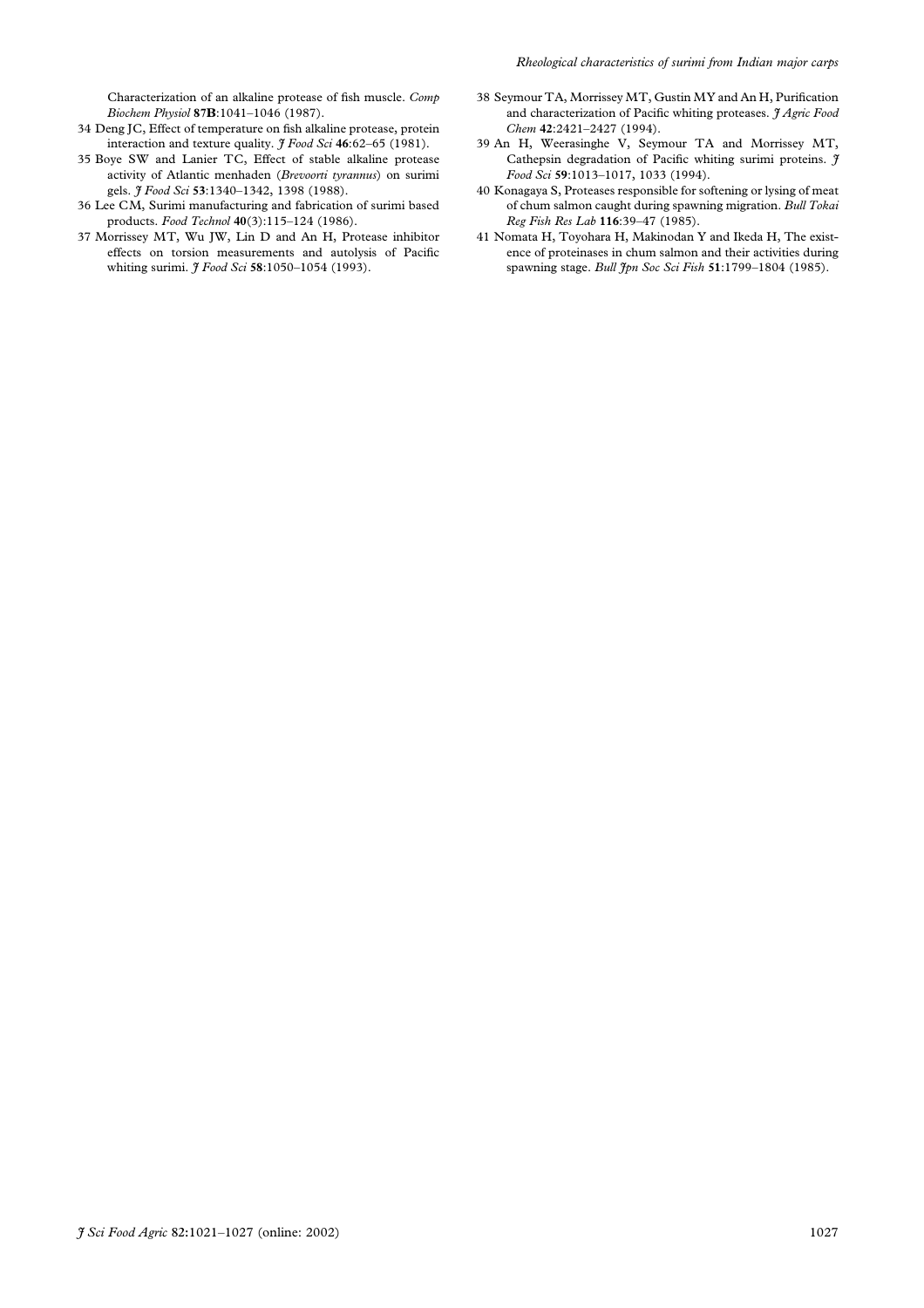Characterization of an alkaline protease of fish muscle. *Comp Biochem Physiol* **87B**:1041–1046 (1987).

34 Deng JC, Effect of temperature on fish alkaline protease, protein interaction and texture quality. *J Food Sci* **46**:62–65 (1981).

35 Boye SW and Lanier TC, Effect of stable alkaline protease activity of Atlantic menhaden (*Brevoorti tyrannus*) on surimi gels. *J Food Sci* **53**:1340–1342, 1398 (1988).

36 Lee CM, Surimi manufacturing and fabrication of surimi based products. *Food Technol* **40**(3):115–124 (1986).

37 Morrissey MT, Wu JW, Lin D and An H, Protease inhibitor effects on torsion measurements and autolysis of Pacific whiting surimi. *J Food Sci* **58**:1050–1054 (1993).

38 Seymour TA, Morrissey MT, Gustin MY and An H, Purification and characterization of Pacific whiting proteases. *J Agric Food Chem* **42**:2421–2427 (1994).

39 An H, Weerasinghe V, Seymour TA and Morrissey MT, Cathepsin degradation of Pacific whiting surimi proteins. *J Food Sci* **59**:1013–1017, 1033 (1994).

40 Konagaya S, Proteases responsible for softening or lysing of meat of chum salmon caught during spawning migration. *Bull Tokai Reg Fish Res Lab* **116**:39–47 (1985).

41 Nomata H, Toyohara H, Makinodan Y and Ikeda H, The existence of proteinases in chum salmon and their activities during spawning stage. *Bull Jpn Soc Sci Fish* **51**:1799–1804 (1985).